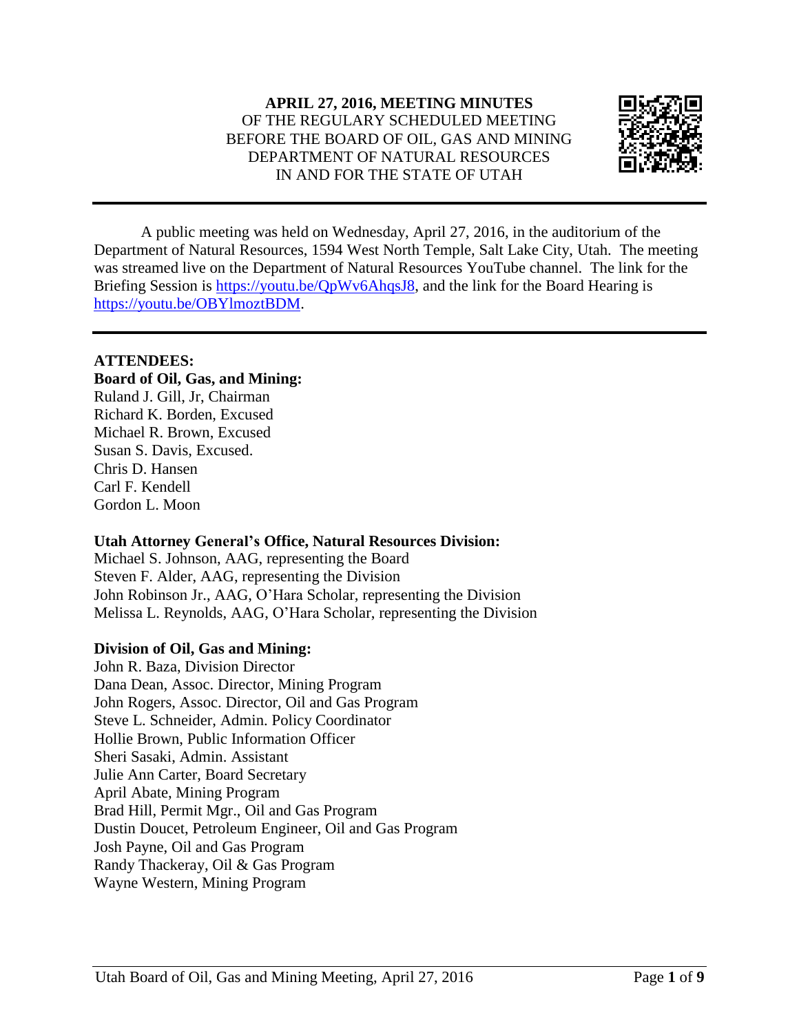**APRIL 27, 2016, MEETING MINUTES**
OF THE REGULARY SCHEDULED MEETING
BEFORE THE BOARD OF OIL, GAS AND MINING
DEPARTMENT OF NATURAL RESOURCES
IN AND FOR THE STATE OF UTAH

---

A public meeting was held on Wednesday, April 27, 2016, in the auditorium of the Department of Natural Resources, 1594 West North Temple, Salt Lake City, Utah. The meeting was streamed live on the Department of Natural Resources YouTube channel. The link for the Briefing Session is https://youtu.be/QpWv6AhqsJ8, and the link for the Board Hearing is https://youtu.be/OBYlmoztBDM.

---

**ATTENDEES:**

**Board of Oil, Gas, and Mining:**
Ruland J. Gill, Jr, Chairman
Richard K. Borden, Excused
Michael R. Brown, Excused
Susan S. Davis, Excused.
Chris D. Hansen
Carl F. Kendell
Gordon L. Moon

**Utah Attorney General's Office, Natural Resources Division:**
Michael S. Johnson, AAG, representing the Board
Steven F. Alder, AAG, representing the Division
John Robinson Jr., AAG, O'Hara Scholar, representing the Division
Melissa L. Reynolds, AAG, O'Hara Scholar, representing the Division

**Division of Oil, Gas and Mining:**
John R. Baza, Division Director
Dana Dean, Assoc. Director, Mining Program
John Rogers, Assoc. Director, Oil and Gas Program
Steve L. Schneider, Admin. Policy Coordinator
Hollie Brown, Public Information Officer
Sheri Sasaki, Admin. Assistant
Julie Ann Carter, Board Secretary
April Abate, Mining Program
Brad Hill, Permit Mgr., Oil and Gas Program
Dustin Doucet, Petroleum Engineer, Oil and Gas Program
Josh Payne, Oil and Gas Program
Randy Thackeray, Oil & Gas Program
Wayne Western, Mining Program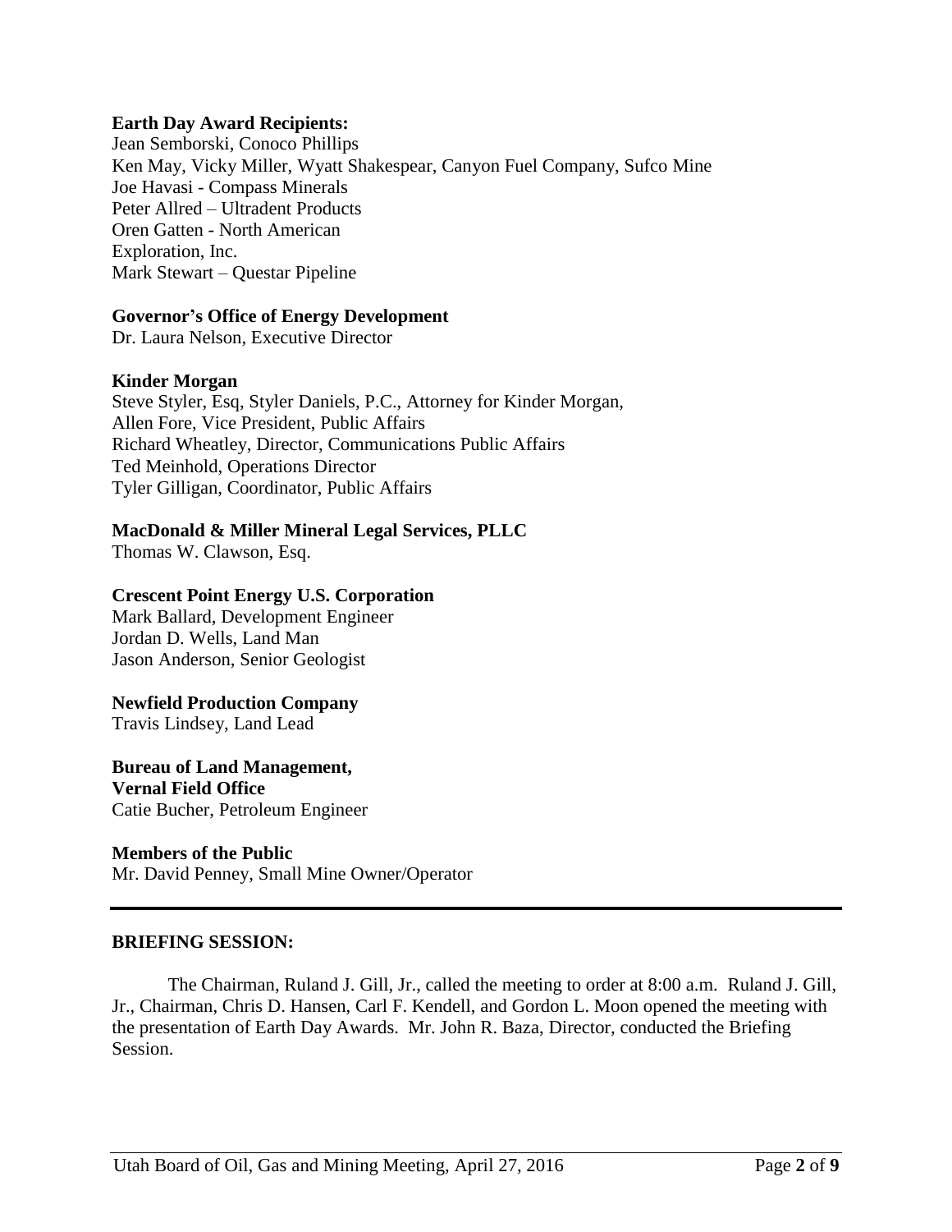**Earth Day Award Recipients:**
Jean Semborski, Conoco Phillips
Ken May, Vicky Miller, Wyatt Shakespear, Canyon Fuel Company, Sufco Mine
Joe Havasi - Compass Minerals
Peter Allred – Ultradent Products
Oren Gatten - North American
Exploration, Inc.
Mark Stewart – Questar Pipeline

**Governor's Office of Energy Development**
Dr. Laura Nelson, Executive Director

**Kinder Morgan**
Steve Styler, Esq, Styler Daniels, P.C., Attorney for Kinder Morgan,
Allen Fore, Vice President, Public Affairs
Richard Wheatley, Director, Communications Public Affairs
Ted Meinhold, Operations Director
Tyler Gilligan, Coordinator, Public Affairs

**MacDonald & Miller Mineral Legal Services, PLLC**
Thomas W. Clawson, Esq.

**Crescent Point Energy U.S. Corporation**
Mark Ballard, Development Engineer
Jordan D. Wells, Land Man
Jason Anderson, Senior Geologist

**Newfield Production Company**
Travis Lindsey, Land Lead

**Bureau of Land Management,**
**Vernal Field Office**
Catie Bucher, Petroleum Engineer

**Members of the Public**
Mr. David Penney, Small Mine Owner/Operator

---

**BRIEFING SESSION:**

The Chairman, Ruland J. Gill, Jr., called the meeting to order at 8:00 a.m. Ruland J. Gill, Jr., Chairman, Chris D. Hansen, Carl F. Kendell, and Gordon L. Moon opened the meeting with the presentation of Earth Day Awards. Mr. John R. Baza, Director, conducted the Briefing Session.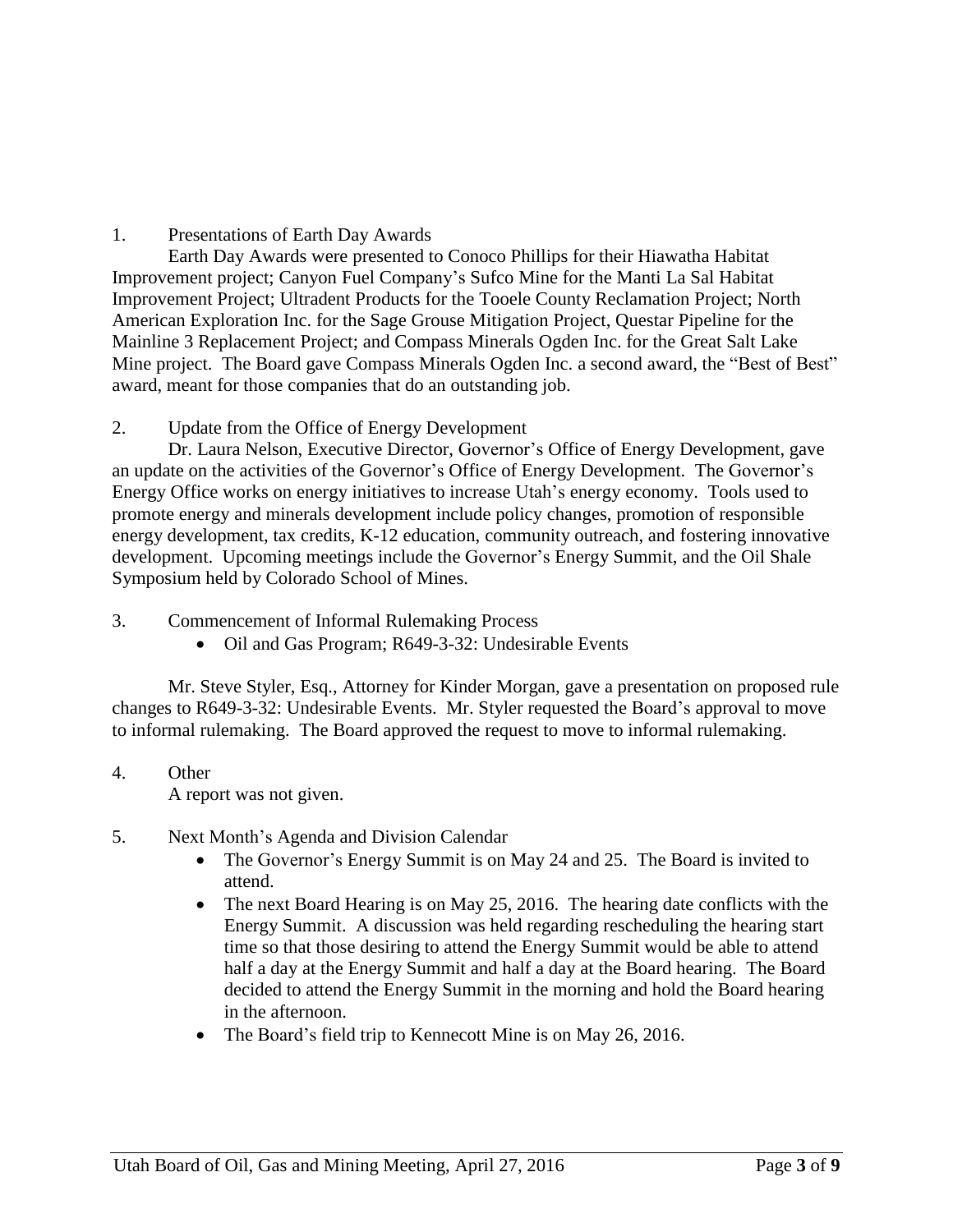1. Presentations of Earth Day Awards

Earth Day Awards were presented to Conoco Phillips for their Hiawatha Habitat Improvement project; Canyon Fuel Company's Sufco Mine for the Manti La Sal Habitat Improvement Project; Ultradent Products for the Tooele County Reclamation Project; North American Exploration Inc. for the Sage Grouse Mitigation Project, Questar Pipeline for the Mainline 3 Replacement Project; and Compass Minerals Ogden Inc. for the Great Salt Lake Mine project. The Board gave Compass Minerals Ogden Inc. a second award, the "Best of Best" award, meant for those companies that do an outstanding job.

2. Update from the Office of Energy Development

Dr. Laura Nelson, Executive Director, Governor's Office of Energy Development, gave an update on the activities of the Governor's Office of Energy Development. The Governor's Energy Office works on energy initiatives to increase Utah's energy economy. Tools used to promote energy and minerals development include policy changes, promotion of responsible energy development, tax credits, K-12 education, community outreach, and fostering innovative development. Upcoming meetings include the Governor's Energy Summit, and the Oil Shale Symposium held by Colorado School of Mines.

3. Commencement of Informal Rulemaking Process
   - Oil and Gas Program; R649-3-32: Undesirable Events

Mr. Steve Styler, Esq., Attorney for Kinder Morgan, gave a presentation on proposed rule changes to R649-3-32: Undesirable Events. Mr. Styler requested the Board's approval to move to informal rulemaking. The Board approved the request to move to informal rulemaking.

4. Other

A report was not given.

5. Next Month's Agenda and Division Calendar
   - The Governor's Energy Summit is on May 24 and 25. The Board is invited to attend.
   - The next Board Hearing is on May 25, 2016. The hearing date conflicts with the Energy Summit. A discussion was held regarding rescheduling the hearing start time so that those desiring to attend the Energy Summit would be able to attend half a day at the Energy Summit and half a day at the Board hearing. The Board decided to attend the Energy Summit in the morning and hold the Board hearing in the afternoon.
   - The Board's field trip to Kennecott Mine is on May 26, 2016.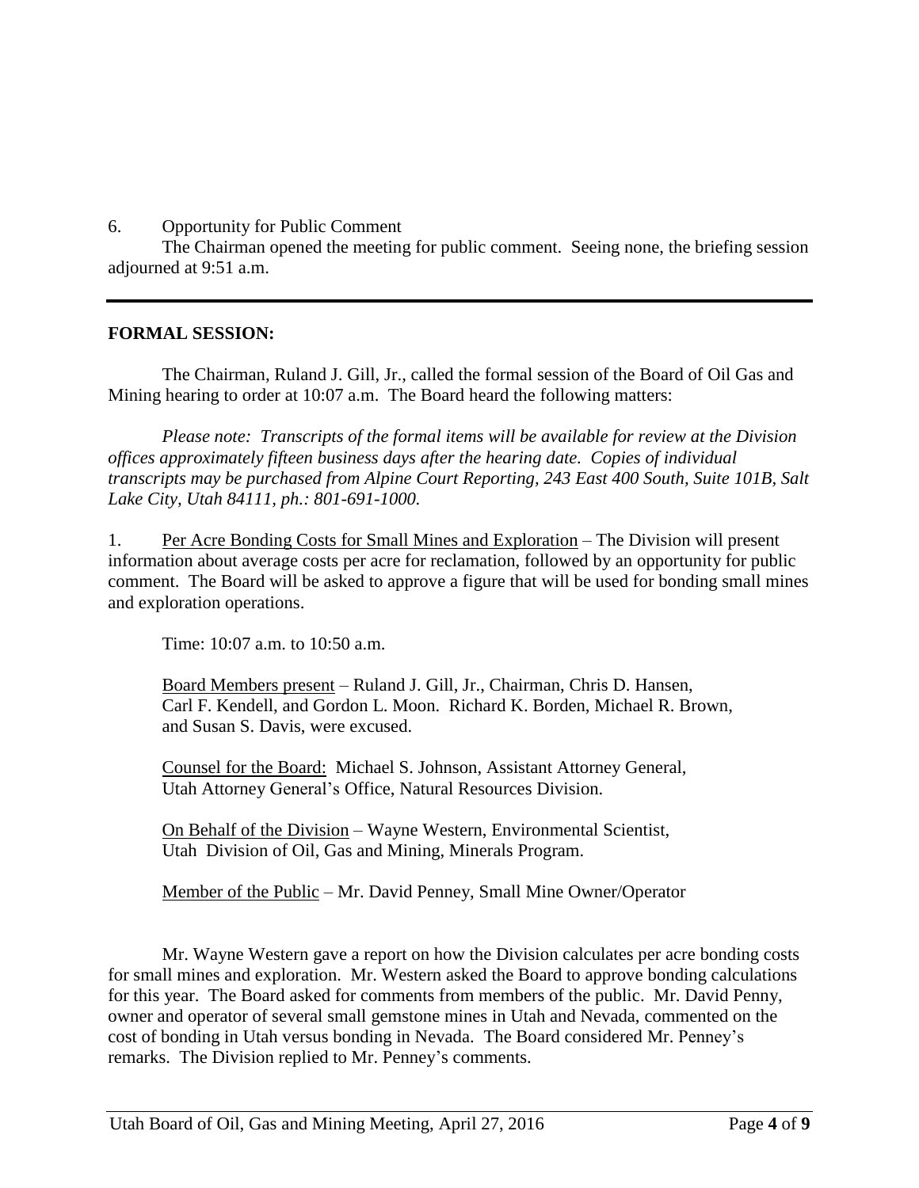6. Opportunity for Public Comment

The Chairman opened the meeting for public comment. Seeing none, the briefing session adjourned at 9:51 a.m.

---

**FORMAL SESSION:**

The Chairman, Ruland J. Gill, Jr., called the formal session of the Board of Oil Gas and Mining hearing to order at 10:07 a.m. The Board heard the following matters:

*Please note: Transcripts of the formal items will be available for review at the Division offices approximately fifteen business days after the hearing date. Copies of individual transcripts may be purchased from Alpine Court Reporting, 243 East 400 South, Suite 101B, Salt Lake City, Utah 84111, ph.: 801-691-1000.*

1. Per Acre Bonding Costs for Small Mines and Exploration – The Division will present information about average costs per acre for reclamation, followed by an opportunity for public comment. The Board will be asked to approve a figure that will be used for bonding small mines and exploration operations.

Time: 10:07 a.m. to 10:50 a.m.

Board Members present – Ruland J. Gill, Jr., Chairman, Chris D. Hansen, Carl F. Kendell, and Gordon L. Moon. Richard K. Borden, Michael R. Brown, and Susan S. Davis, were excused.

Counsel for the Board: Michael S. Johnson, Assistant Attorney General, Utah Attorney General's Office, Natural Resources Division.

On Behalf of the Division – Wayne Western, Environmental Scientist, Utah Division of Oil, Gas and Mining, Minerals Program.

Member of the Public – Mr. David Penney, Small Mine Owner/Operator

Mr. Wayne Western gave a report on how the Division calculates per acre bonding costs for small mines and exploration. Mr. Western asked the Board to approve bonding calculations for this year. The Board asked for comments from members of the public. Mr. David Penny, owner and operator of several small gemstone mines in Utah and Nevada, commented on the cost of bonding in Utah versus bonding in Nevada. The Board considered Mr. Penney's remarks. The Division replied to Mr. Penney's comments.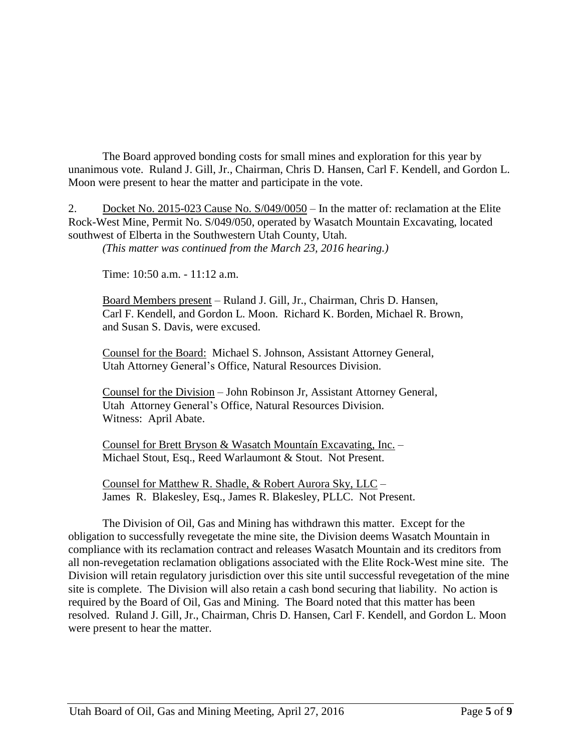The Board approved bonding costs for small mines and exploration for this year by unanimous vote. Ruland J. Gill, Jr., Chairman, Chris D. Hansen, Carl F. Kendell, and Gordon L. Moon were present to hear the matter and participate in the vote.

2. Docket No. 2015-023 Cause No. S/049/0050 – In the matter of: reclamation at the Elite Rock-West Mine, Permit No. S/049/050, operated by Wasatch Mountain Excavating, located southwest of Elberta in the Southwestern Utah County, Utah.
*(This matter was continued from the March 23, 2016 hearing.)*

Time: 10:50 a.m. - 11:12 a.m.

Board Members present – Ruland J. Gill, Jr., Chairman, Chris D. Hansen, Carl F. Kendell, and Gordon L. Moon. Richard K. Borden, Michael R. Brown, and Susan S. Davis, were excused.

Counsel for the Board: Michael S. Johnson, Assistant Attorney General, Utah Attorney General's Office, Natural Resources Division.

Counsel for the Division – John Robinson Jr, Assistant Attorney General, Utah Attorney General's Office, Natural Resources Division.
Witness: April Abate.

Counsel for Brett Bryson & Wasatch Mountaín Excavating, Inc. – Michael Stout, Esq., Reed Warlaumont & Stout. Not Present.

Counsel for Matthew R. Shadle, & Robert Aurora Sky, LLC – James R. Blakesley, Esq., James R. Blakesley, PLLC. Not Present.

The Division of Oil, Gas and Mining has withdrawn this matter. Except for the obligation to successfully revegetate the mine site, the Division deems Wasatch Mountain in compliance with its reclamation contract and releases Wasatch Mountain and its creditors from all non-revegetation reclamation obligations associated with the Elite Rock-West mine site. The Division will retain regulatory jurisdiction over this site until successful revegetation of the mine site is complete. The Division will also retain a cash bond securing that liability. No action is required by the Board of Oil, Gas and Mining. The Board noted that this matter has been resolved. Ruland J. Gill, Jr., Chairman, Chris D. Hansen, Carl F. Kendell, and Gordon L. Moon were present to hear the matter.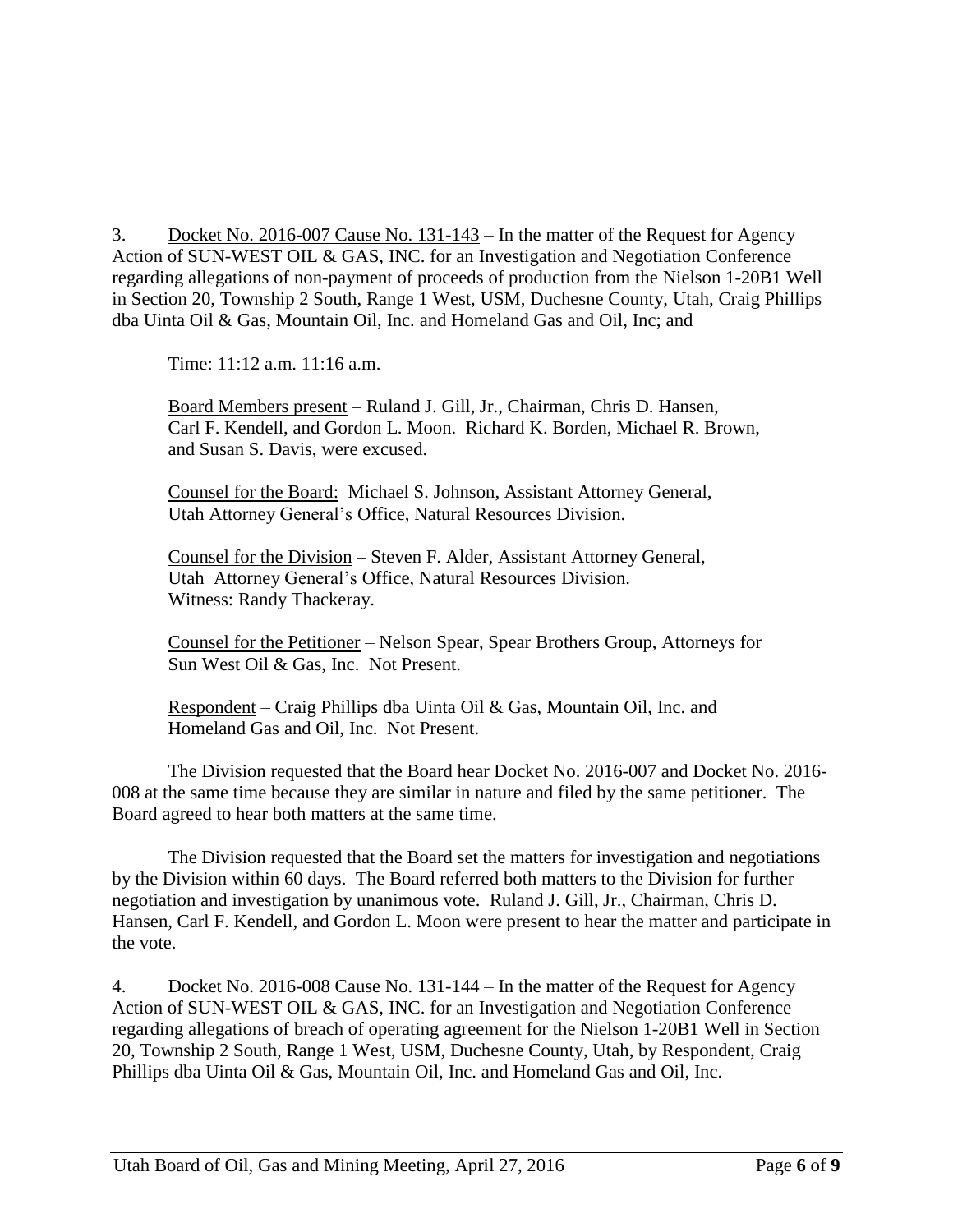3. <u>Docket No. 2016-007 Cause No. 131-143</u> – In the matter of the Request for Agency Action of SUN-WEST OIL & GAS, INC. for an Investigation and Negotiation Conference regarding allegations of non-payment of proceeds of production from the Nielson 1-20B1 Well in Section 20, Township 2 South, Range 1 West, USM, Duchesne County, Utah, Craig Phillips dba Uinta Oil & Gas, Mountain Oil, Inc. and Homeland Gas and Oil, Inc; and

Time: 11:12 a.m. 11:16 a.m.

<u>Board Members present</u> – Ruland J. Gill, Jr., Chairman, Chris D. Hansen, Carl F. Kendell, and Gordon L. Moon. Richard K. Borden, Michael R. Brown, and Susan S. Davis, were excused.

<u>Counsel for the Board:</u> Michael S. Johnson, Assistant Attorney General, Utah Attorney General's Office, Natural Resources Division.

<u>Counsel for the Division</u> – Steven F. Alder, Assistant Attorney General, Utah Attorney General's Office, Natural Resources Division.
Witness: Randy Thackeray.

<u>Counsel for the Petitioner</u> – Nelson Spear, Spear Brothers Group, Attorneys for Sun West Oil & Gas, Inc. Not Present.

<u>Respondent</u> – Craig Phillips dba Uinta Oil & Gas, Mountain Oil, Inc. and Homeland Gas and Oil, Inc. Not Present.

The Division requested that the Board hear Docket No. 2016-007 and Docket No. 2016-008 at the same time because they are similar in nature and filed by the same petitioner. The Board agreed to hear both matters at the same time.

The Division requested that the Board set the matters for investigation and negotiations by the Division within 60 days. The Board referred both matters to the Division for further negotiation and investigation by unanimous vote. Ruland J. Gill, Jr., Chairman, Chris D. Hansen, Carl F. Kendell, and Gordon L. Moon were present to hear the matter and participate in the vote.

4. <u>Docket No. 2016-008 Cause No. 131-144</u> – In the matter of the Request for Agency Action of SUN-WEST OIL & GAS, INC. for an Investigation and Negotiation Conference regarding allegations of breach of operating agreement for the Nielson 1-20B1 Well in Section 20, Township 2 South, Range 1 West, USM, Duchesne County, Utah, by Respondent, Craig Phillips dba Uinta Oil & Gas, Mountain Oil, Inc. and Homeland Gas and Oil, Inc.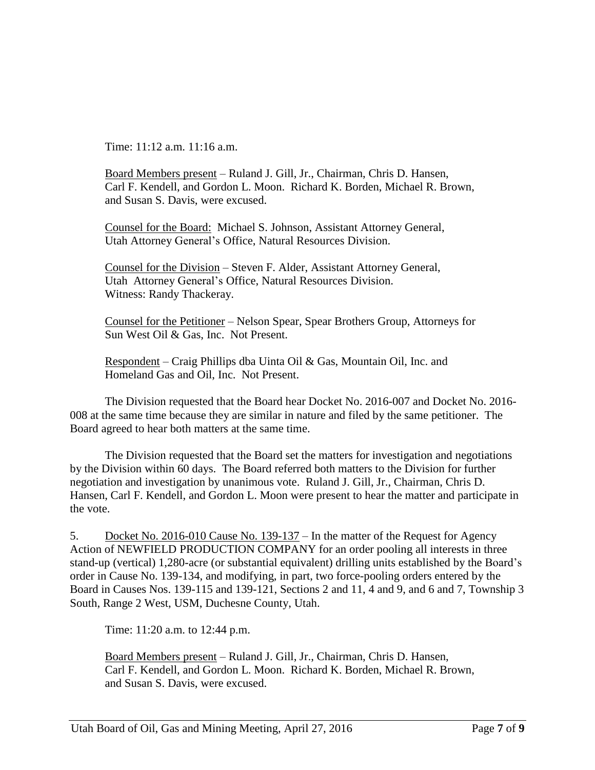Time: 11:12 a.m. 11:16 a.m.

Board Members present – Ruland J. Gill, Jr., Chairman, Chris D. Hansen, Carl F. Kendell, and Gordon L. Moon. Richard K. Borden, Michael R. Brown, and Susan S. Davis, were excused.

Counsel for the Board: Michael S. Johnson, Assistant Attorney General, Utah Attorney General's Office, Natural Resources Division.

Counsel for the Division – Steven F. Alder, Assistant Attorney General, Utah Attorney General's Office, Natural Resources Division. Witness: Randy Thackeray.

Counsel for the Petitioner – Nelson Spear, Spear Brothers Group, Attorneys for Sun West Oil & Gas, Inc. Not Present.

Respondent – Craig Phillips dba Uinta Oil & Gas, Mountain Oil, Inc. and Homeland Gas and Oil, Inc. Not Present.

The Division requested that the Board hear Docket No. 2016-007 and Docket No. 2016-008 at the same time because they are similar in nature and filed by the same petitioner. The Board agreed to hear both matters at the same time.

The Division requested that the Board set the matters for investigation and negotiations by the Division within 60 days. The Board referred both matters to the Division for further negotiation and investigation by unanimous vote. Ruland J. Gill, Jr., Chairman, Chris D. Hansen, Carl F. Kendell, and Gordon L. Moon were present to hear the matter and participate in the vote.

5. Docket No. 2016-010 Cause No. 139-137 – In the matter of the Request for Agency Action of NEWFIELD PRODUCTION COMPANY for an order pooling all interests in three stand-up (vertical) 1,280-acre (or substantial equivalent) drilling units established by the Board's order in Cause No. 139-134, and modifying, in part, two force-pooling orders entered by the Board in Causes Nos. 139-115 and 139-121, Sections 2 and 11, 4 and 9, and 6 and 7, Township 3 South, Range 2 West, USM, Duchesne County, Utah.

Time: 11:20 a.m. to 12:44 p.m.

Board Members present – Ruland J. Gill, Jr., Chairman, Chris D. Hansen, Carl F. Kendell, and Gordon L. Moon. Richard K. Borden, Michael R. Brown, and Susan S. Davis, were excused.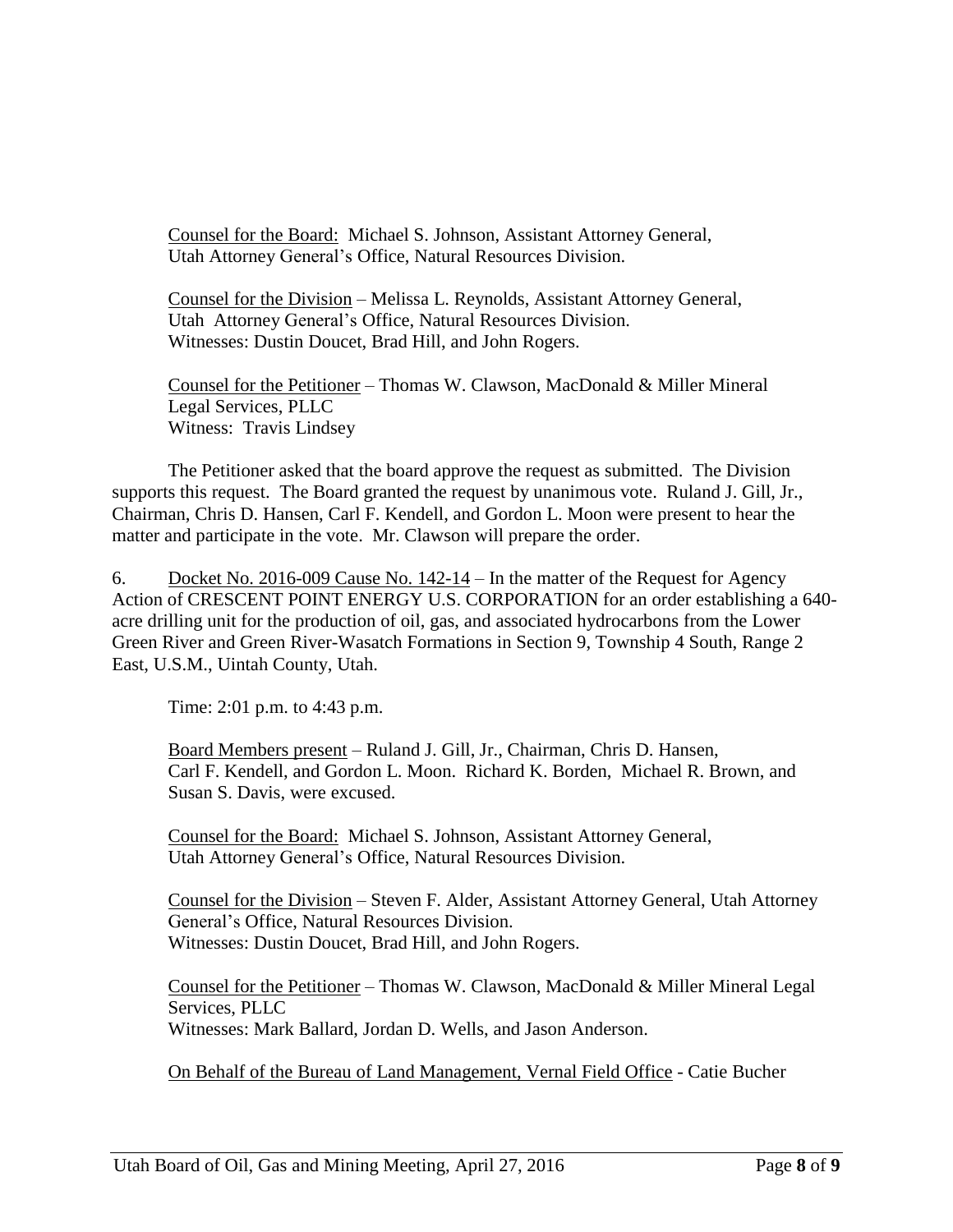Counsel for the Board: Michael S. Johnson, Assistant Attorney General, Utah Attorney General's Office, Natural Resources Division.

Counsel for the Division – Melissa L. Reynolds, Assistant Attorney General, Utah Attorney General's Office, Natural Resources Division.
Witnesses: Dustin Doucet, Brad Hill, and John Rogers.

Counsel for the Petitioner – Thomas W. Clawson, MacDonald & Miller Mineral Legal Services, PLLC
Witness: Travis Lindsey

The Petitioner asked that the board approve the request as submitted. The Division supports this request. The Board granted the request by unanimous vote. Ruland J. Gill, Jr., Chairman, Chris D. Hansen, Carl F. Kendell, and Gordon L. Moon were present to hear the matter and participate in the vote. Mr. Clawson will prepare the order.

6. Docket No. 2016-009 Cause No. 142-14 – In the matter of the Request for Agency Action of CRESCENT POINT ENERGY U.S. CORPORATION for an order establishing a 640-acre drilling unit for the production of oil, gas, and associated hydrocarbons from the Lower Green River and Green River-Wasatch Formations in Section 9, Township 4 South, Range 2 East, U.S.M., Uintah County, Utah.

Time: 2:01 p.m. to 4:43 p.m.

Board Members present – Ruland J. Gill, Jr., Chairman, Chris D. Hansen, Carl F. Kendell, and Gordon L. Moon. Richard K. Borden, Michael R. Brown, and Susan S. Davis, were excused.

Counsel for the Board: Michael S. Johnson, Assistant Attorney General, Utah Attorney General's Office, Natural Resources Division.

Counsel for the Division – Steven F. Alder, Assistant Attorney General, Utah Attorney General's Office, Natural Resources Division.
Witnesses: Dustin Doucet, Brad Hill, and John Rogers.

Counsel for the Petitioner – Thomas W. Clawson, MacDonald & Miller Mineral Legal Services, PLLC
Witnesses: Mark Ballard, Jordan D. Wells, and Jason Anderson.

On Behalf of the Bureau of Land Management, Vernal Field Office - Catie Bucher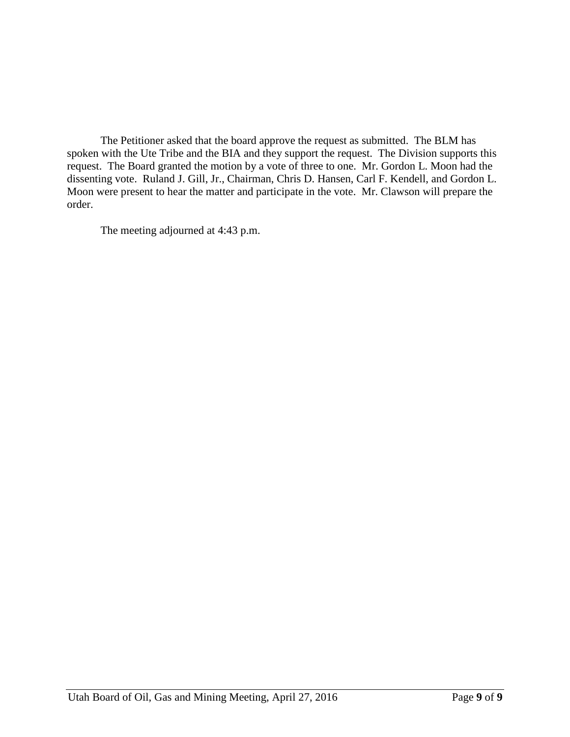The Petitioner asked that the board approve the request as submitted. The BLM has spoken with the Ute Tribe and the BIA and they support the request. The Division supports this request. The Board granted the motion by a vote of three to one. Mr. Gordon L. Moon had the dissenting vote. Ruland J. Gill, Jr., Chairman, Chris D. Hansen, Carl F. Kendell, and Gordon L. Moon were present to hear the matter and participate in the vote. Mr. Clawson will prepare the order.

The meeting adjourned at 4:43 p.m.